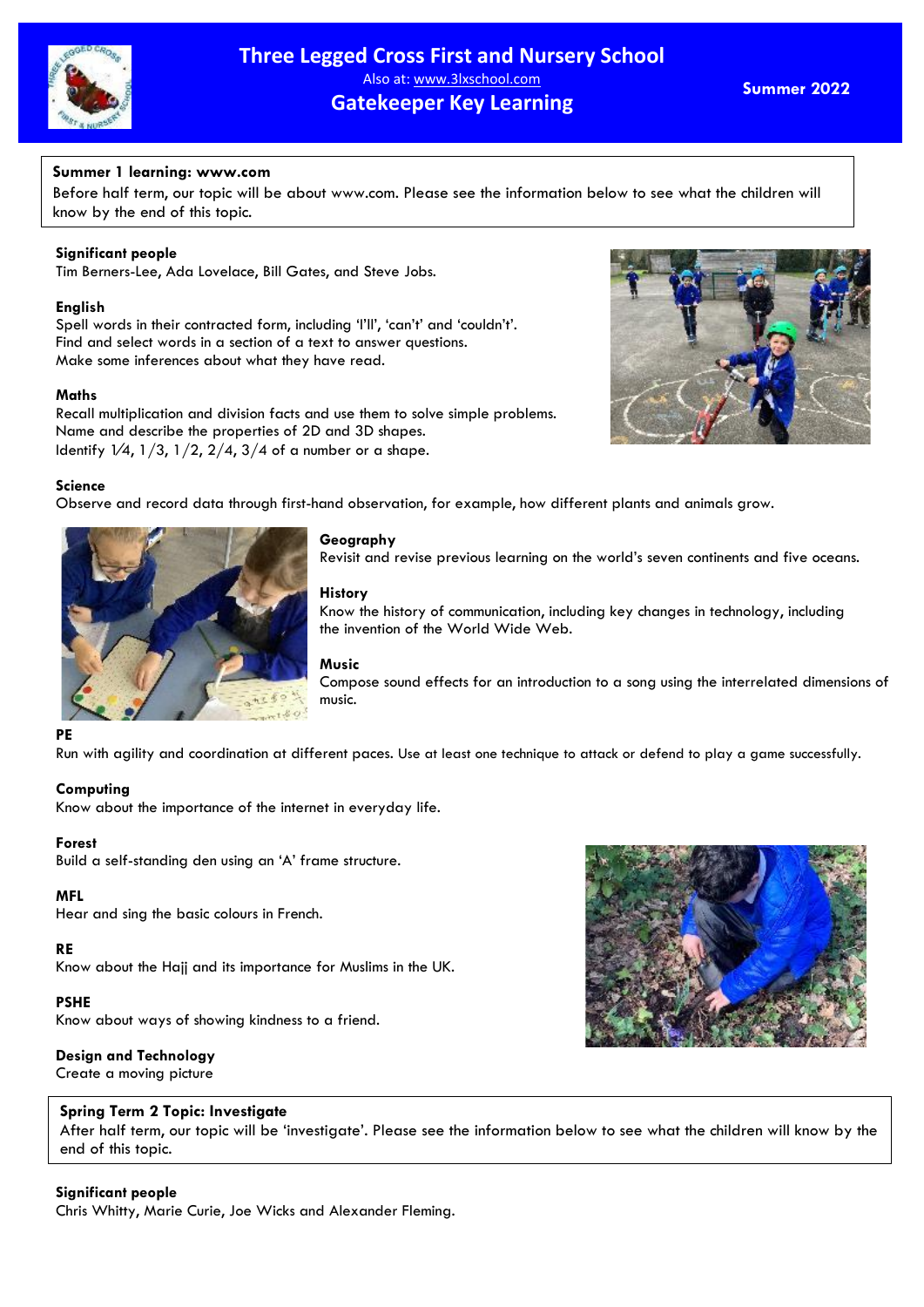# Three Legged Cross First and Nursery School

Also at: www.3lxschool.com

## Gatekeeper Key Learning

**Summer 2022**

**Summer 1 learning: www.com**

Before half term, our topic will be about www.com. Please see the information below to see what the children will know by the end of this topic.

**Significant people**

Tim Berners-Lee, Ada Lovelace, Bill Gates, and Steve Jobs.

**English**

Spell words in their contracted form, including 'I'll', 'can't' and 'couldn't'.
Find and select words in a section of a text to answer questions.
Make some inferences about what they have read.

**Maths**

Recall multiplication and division facts and use them to solve simple problems.
Name and describe the properties of 2D and 3D shapes.
Identify 1/4, 1/3, 1/2, 2/4, 3/4 of a number or a shape.

**Science**

Observe and record data through first-hand observation, for example, how different plants and animals grow.

**Geography**

Revisit and revise previous learning on the world's seven continents and five oceans.

**History**

Know the history of communication, including key changes in technology, including the invention of the World Wide Web.

**Music**

Compose sound effects for an introduction to a song using the interrelated dimensions of music.

**PE**

Run with agility and coordination at different paces. Use at least one technique to attack or defend to play a game successfully.

**Computing**

Know about the importance of the internet in everyday life.

**Forest**

Build a self-standing den using an 'A' frame structure.

**MFL**

Hear and sing the basic colours in French.

**RE**

Know about the Hajj and its importance for Muslims in the UK.

**PSHE**

Know about ways of showing kindness to a friend.

**Design and Technology**

Create a moving picture

**Spring Term 2 Topic: Investigate**

After half term, our topic will be 'investigate'. Please see the information below to see what the children will know by the end of this topic.

**Significant people**

Chris Whitty, Marie Curie, Joe Wicks and Alexander Fleming.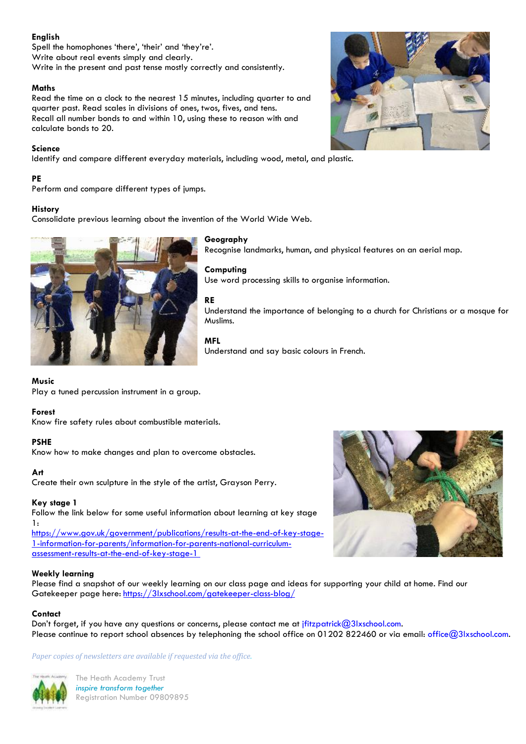**English**
Spell the homophones 'there', 'their' and 'they're'.
Write about real events simply and clearly.
Write in the present and past tense mostly correctly and consistently.

**Maths**
Read the time on a clock to the nearest 15 minutes, including quarter to and quarter past. Read scales in divisions of ones, twos, fives, and tens.
Recall all number bonds to and within 10, using these to reason with and calculate bonds to 20.

**Science**
Identify and compare different everyday materials, including wood, metal, and plastic.

**PE**
Perform and compare different types of jumps.

**History**
Consolidate previous learning about the invention of the World Wide Web.

**Geography**
Recognise landmarks, human, and physical features on an aerial map.

**Computing**
Use word processing skills to organise information.

**RE**
Understand the importance of belonging to a church for Christians or a mosque for Muslims.

**MFL**
Understand and say basic colours in French.

**Music**
Play a tuned percussion instrument in a group.

**Forest**
Know fire safety rules about combustible materials.

**PSHE**
Know how to make changes and plan to overcome obstacles.

**Art**
Create their own sculpture in the style of the artist, Grayson Perry.

**Key stage 1**
Follow the link below for some useful information about learning at key stage 1:
https://www.gov.uk/government/publications/results-at-the-end-of-key-stage-1-information-for-parents/information-for-parents-national-curriculum-assessment-results-at-the-end-of-key-stage-1

**Weekly learning**
Please find a snapshot of our weekly learning on our class page and ideas for supporting your child at home. Find our Gatekeeper page here: https://3lxschool.com/gatekeeper-class-blog/

**Contact**
Don't forget, if you have any questions or concerns, please contact me at jfitzpatrick@3lxschool.com.
Please continue to report school absences by telephoning the school office on 01202 822460 or via email: office@3lxschool.com.

*Paper copies of newsletters are available if requested via the office.*

The Heath Academy Trust
*inspire transform together*
Registration Number 09809895